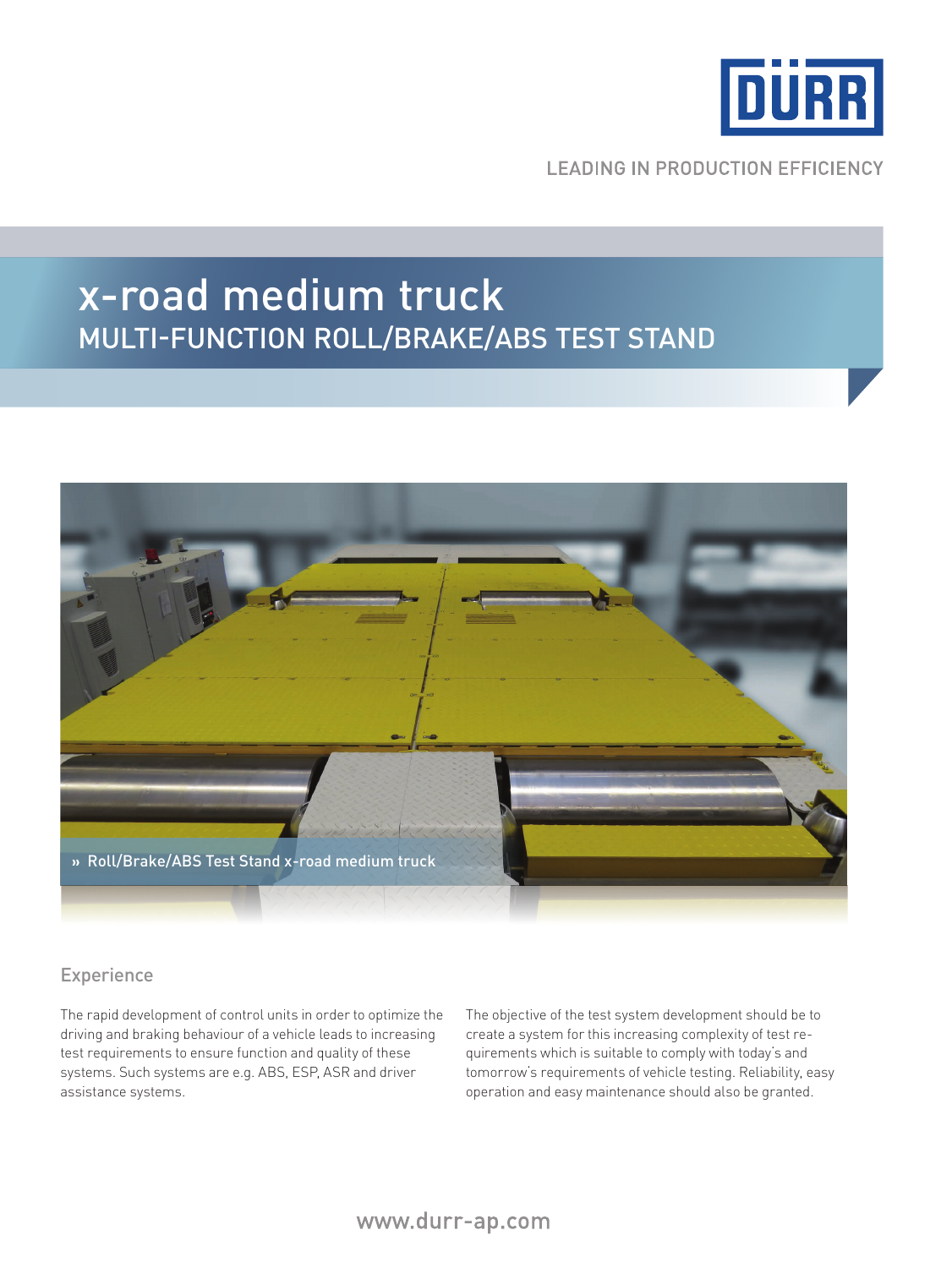DÜRR

LEADING IN PRODUCTION EFFICIENCY

# x-road medium truck

## MULTI-FUNCTION ROLL/BRAKE/ABS TEST STAND

» Roll/Brake/ABS Test Stand x-road medium truck

### Experience

The rapid development of control units in order to optimize the driving and braking behaviour of a vehicle leads to increasing test requirements to ensure function and quality of these systems. Such systems are e.g. ABS, ESP, ASR and driver assistance systems.

The objective of the test system development should be to create a system for this increasing complexity of test requirements which is suitable to comply with today's and tomorrow's requirements of vehicle testing. Reliability, easy operation and easy maintenance should also be granted.

www.durr-ap.com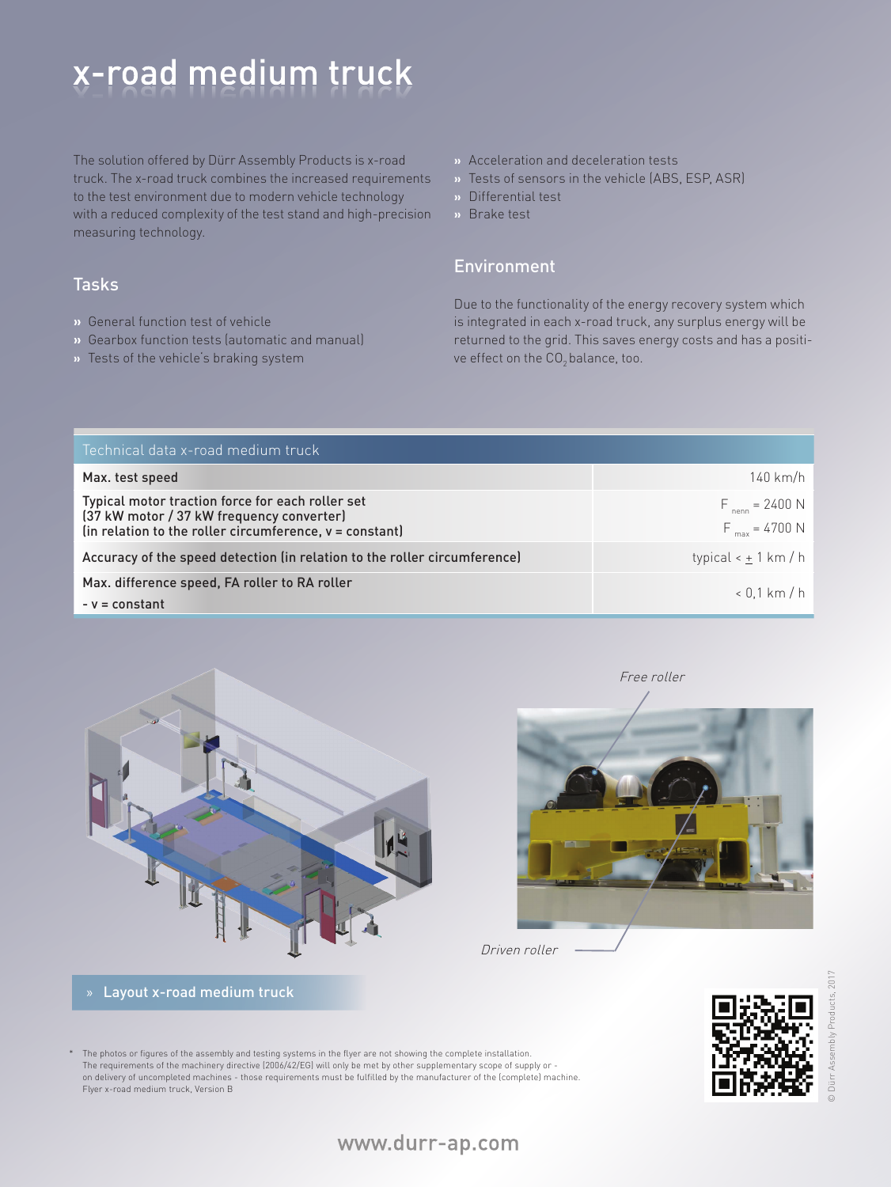# x-road medium truck

The solution offered by Dürr Assembly Products is x-road truck. The x-road truck combines the increased requirements to the test environment due to modern vehicle technology with a reduced complexity of the test stand and high-precision measuring technology.

## Tasks

- General function test of vehicle
- Gearbox function tests (automatic and manual)
- Tests of the vehicle's braking system
- Acceleration and deceleration tests
- Tests of sensors in the vehicle (ABS, ESP, ASR)
- Differential test
- Brake test

## Environment

Due to the functionality of the energy recovery system which is integrated in each x-road truck, any surplus energy will be returned to the grid. This saves energy costs and has a positive effect on the $CO_2$ balance, too.

| Technical data x-road medium truck | |
|---|---|
| **Max. test speed** | 140 km/h |
| **Typical motor traction force for each roller set (37 kW motor / 37 kW frequency converter) (in relation to the roller circumference, v = constant)** | $F_{nenn}$ = 2400 N<br>$F_{max}$ = 4700 N |
| **Accuracy of the speed detection (in relation to the roller circumference)** | typical < ± 1 km / h |
| **Max. difference speed, FA roller to RA roller - v = constant** | < 0,1 km / h |

*Free roller*

*Driven roller*

» **Layout x-road medium truck**

\* The photos or figures of the assembly and testing systems in the flyer are not showing the complete installation.
The requirements of the machinery directive (2006/42/EG) will only be met by other supplementary scope of supply or - on delivery of uncompleted machines - those requirements must be fulfilled by the manufacturer of the (complete) machine.
Flyer x-road medium truck, Version B

© Dürr Assembly Products, 2017

www.durr-ap.com